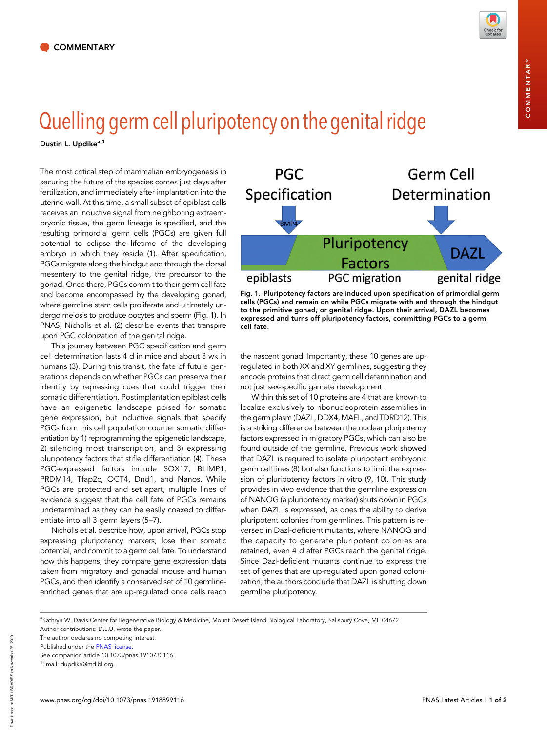COMMENTARY

# Quelling germ cell pluripotency on the genital ridge

**Dustin L. Updike**[a,1]

The most critical step of mammalian embryogenesis in securing the future of the species comes just days after fertilization, and immediately after implantation into the uterine wall. At this time, a small subset of epiblast cells receives an inductive signal from neighboring extraembryonic tissue, the germ lineage is specified, and the resulting primordial germ cells (PGCs) are given full potential to eclipse the lifetime of the developing embryo in which they reside (1). After specification, PGCs migrate along the hindgut and through the dorsal mesentery to the genital ridge, the precursor to the gonad. Once there, PGCs commit to their germ cell fate and become encompassed by the developing gonad, where germline stem cells proliferate and ultimately undergo meiosis to produce oocytes and sperm (Fig. 1). In PNAS, Nicholls et al. (2) describe events that transpire upon PGC colonization of the genital ridge.

This journey between PGC specification and germ cell determination lasts 4 d in mice and about 3 wk in humans (3). During this transit, the fate of future generations depends on whether PGCs can preserve their identity by repressing cues that could trigger their somatic differentiation. Postimplantation epiblast cells have an epigenetic landscape poised for somatic gene expression, but inductive signals that specify PGCs from this cell population counter somatic differentiation by 1) reprogramming the epigenetic landscape, 2) silencing most transcription, and 3) expressing pluripotency factors that stifle differentiation (4). These PGC-expressed factors include SOX17, BLIMP1, PRDM14, Tfap2c, OCT4, Dnd1, and Nanos. While PGCs are protected and set apart, multiple lines of evidence suggest that the cell fate of PGCs remains undetermined as they can be easily coaxed to differentiate into all 3 germ layers (5–7).

Nicholls et al. describe how, upon arrival, PGCs stop expressing pluripotency markers, lose their somatic potential, and commit to a germ cell fate. To understand how this happens, they compare gene expression data taken from migratory and gonadal mouse and human PGCs, and then identify a conserved set of 10 germline-enriched genes that are up-regulated once cells reach the nascent gonad. Importantly, these 10 genes are up-regulated in both XX and XY germlines, suggesting they encode proteins that direct germ cell determination and not just sex-specific gamete development.

**Fig. 1. Pluripotency factors are induced upon specification of primordial germ cells (PGCs) and remain on while PGCs migrate with and through the hindgut to the primitive gonad, or genital ridge. Upon their arrival, DAZL becomes expressed and turns off pluripotency factors, committing PGCs to a germ cell fate.**

Within this set of 10 proteins are 4 that are known to localize exclusively to ribonucleoprotein assemblies in the germ plasm (DAZL, DDX4, MAEL, and TDRD12). This is a striking difference between the nuclear pluripotency factors expressed in migratory PGCs, which can also be found outside of the germline. Previous work showed that DAZL is required to isolate pluripotent embryonic germ cell lines (8) but also functions to limit the expression of pluripotency factors in vitro (9, 10). This study provides in vivo evidence that the germline expression of NANOG (a pluripotency marker) shuts down in PGCs when DAZL is expressed, as does the ability to derive pluripotent colonies from germlines. This pattern is reversed in Dazl-deficient mutants, where NANOG and the capacity to generate pluripotent colonies are retained, even 4 d after PGCs reach the genital ridge. Since Dazl-deficient mutants continue to express the set of genes that are up-regulated upon gonad colonization, the authors conclude that DAZL is shutting down germline pluripotency.

---

[a]Kathryn W. Davis Center for Regenerative Biology & Medicine, Mount Desert Island Biological Laboratory, Salisbury Cove, ME 04672

Author contributions: D.L.U. wrote the paper.

The author declares no competing interest.

Published under the PNAS license.

See companion article 10.1073/pnas.1910733116.

[1]Email: dupdike@mdibl.org.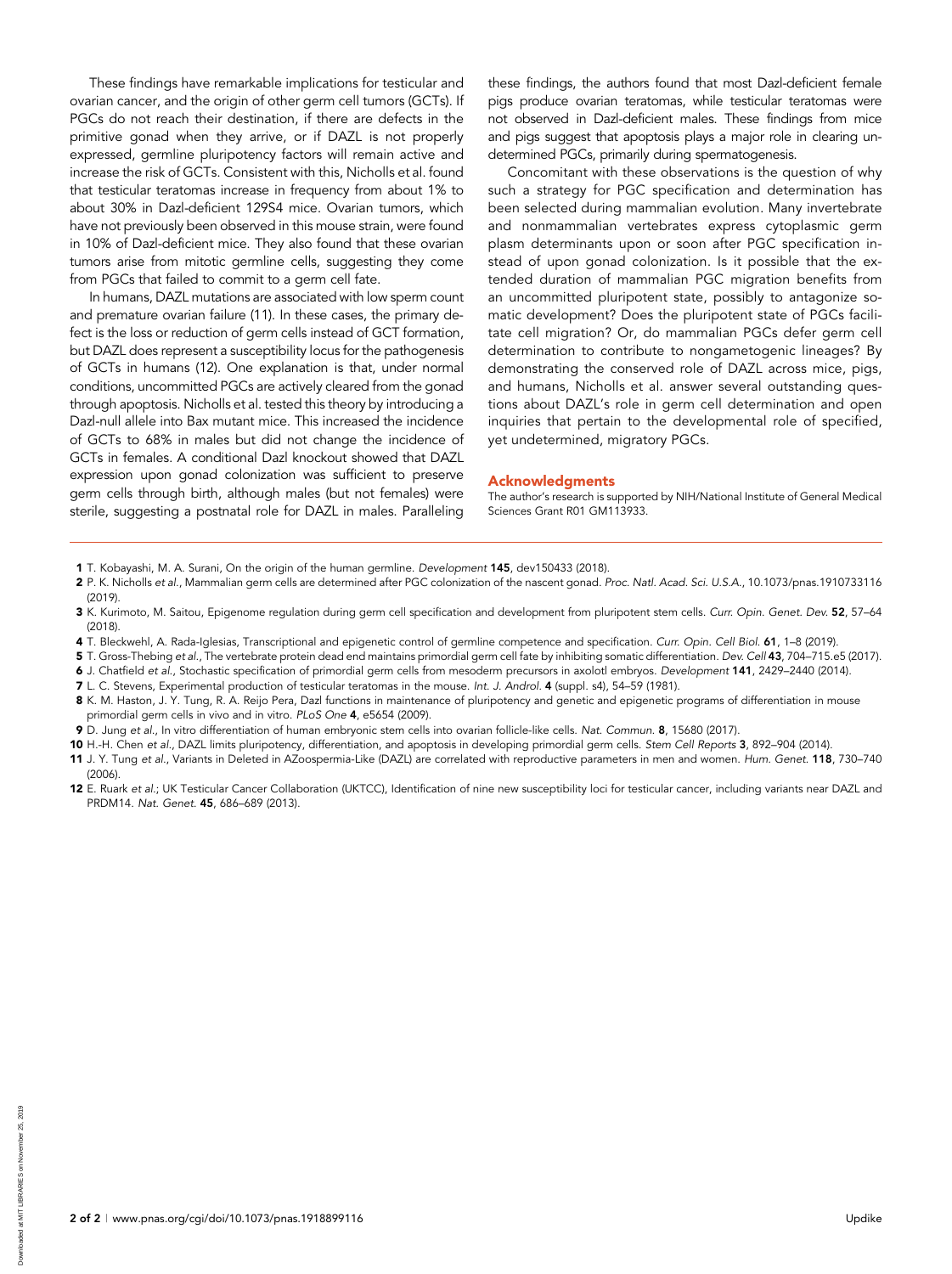These findings have remarkable implications for testicular and ovarian cancer, and the origin of other germ cell tumors (GCTs). If PGCs do not reach their destination, if there are defects in the primitive gonad when they arrive, or if DAZL is not properly expressed, germline pluripotency factors will remain active and increase the risk of GCTs. Consistent with this, Nicholls et al. found that testicular teratomas increase in frequency from about 1% to about 30% in Dazl-deficient 129S4 mice. Ovarian tumors, which have not previously been observed in this mouse strain, were found in 10% of Dazl-deficient mice. They also found that these ovarian tumors arise from mitotic germline cells, suggesting they come from PGCs that failed to commit to a germ cell fate.

In humans, DAZL mutations are associated with low sperm count and premature ovarian failure (11). In these cases, the primary defect is the loss or reduction of germ cells instead of GCT formation, but DAZL does represent a susceptibility locus for the pathogenesis of GCTs in humans (12). One explanation is that, under normal conditions, uncommitted PGCs are actively cleared from the gonad through apoptosis. Nicholls et al. tested this theory by introducing a Dazl-null allele into Bax mutant mice. This increased the incidence of GCTs to 68% in males but did not change the incidence of GCTs in females. A conditional Dazl knockout showed that DAZL expression upon gonad colonization was sufficient to preserve germ cells through birth, although males (but not females) were sterile, suggesting a postnatal role for DAZL in males. Paralleling these findings, the authors found that most Dazl-deficient female pigs produce ovarian teratomas, while testicular teratomas were not observed in Dazl-deficient males. These findings from mice and pigs suggest that apoptosis plays a major role in clearing undetermined PGCs, primarily during spermatogenesis.

Concomitant with these observations is the question of why such a strategy for PGC specification and determination has been selected during mammalian evolution. Many invertebrate and nonmammalian vertebrates express cytoplasmic germ plasm determinants upon or soon after PGC specification instead of upon gonad colonization. Is it possible that the extended duration of mammalian PGC migration benefits from an uncommitted pluripotent state, possibly to antagonize somatic development? Does the pluripotent state of PGCs facilitate cell migration? Or, do mammalian PGCs defer germ cell determination to contribute to nongametogenic lineages? By demonstrating the conserved role of DAZL across mice, pigs, and humans, Nicholls et al. answer several outstanding questions about DAZL's role in germ cell determination and open inquiries that pertain to the developmental role of specified, yet undetermined, migratory PGCs.

## Acknowledgments

The author's research is supported by NIH/National Institute of General Medical Sciences Grant R01 GM113933.

1. T. Kobayashi, M. A. Surani, On the origin of the human germline. *Development* **145**, dev150433 (2018).
2. P. K. Nicholls *et al.*, Mammalian germ cells are determined after PGC colonization of the nascent gonad. *Proc. Natl. Acad. Sci. U.S.A.*, 10.1073/pnas.1910733116 (2019).
3. K. Kurimoto, M. Saitou, Epigenome regulation during germ cell specification and development from pluripotent stem cells. *Curr. Opin. Genet. Dev.* **52**, 57–64 (2018).
4. T. Bleckwehl, A. Rada-Iglesias, Transcriptional and epigenetic control of germline competence and specification. *Curr. Opin. Cell Biol.* **61**, 1–8 (2019).
5. T. Gross-Thebing *et al.*, The vertebrate protein dead end maintains primordial germ cell fate by inhibiting somatic differentiation. *Dev. Cell* **43**, 704–715.e5 (2017).
6. J. Chatfield *et al.*, Stochastic specification of primordial germ cells from mesoderm precursors in axolotl embryos. *Development* **141**, 2429–2440 (2014).
7. L. C. Stevens, Experimental production of testicular teratomas in the mouse. *Int. J. Androl.* **4** (suppl. s4), 54–59 (1981).
8. K. M. Haston, J. Y. Tung, R. A. Reijo Pera, Dazl functions in maintenance of pluripotency and genetic and epigenetic programs of differentiation in mouse primordial germ cells in vivo and in vitro. *PLoS One* **4**, e5654 (2009).
9. D. Jung *et al.*, In vitro differentiation of human embryonic stem cells into ovarian follicle-like cells. *Nat. Commun.* **8**, 15680 (2017).
10. H.-H. Chen *et al.*, DAZL limits pluripotency, differentiation, and apoptosis in developing primordial germ cells. *Stem Cell Reports* **3**, 892–904 (2014).
11. J. Y. Tung *et al.*, Variants in Deleted in AZoospermia-Like (DAZL) are correlated with reproductive parameters in men and women. *Hum. Genet.* **118**, 730–740 (2006).
12. E. Ruark *et al.*; UK Testicular Cancer Collaboration (UKTCC), Identification of nine new susceptibility loci for testicular cancer, including variants near DAZL and PRDM14. *Nat. Genet.* **45**, 686–689 (2013).